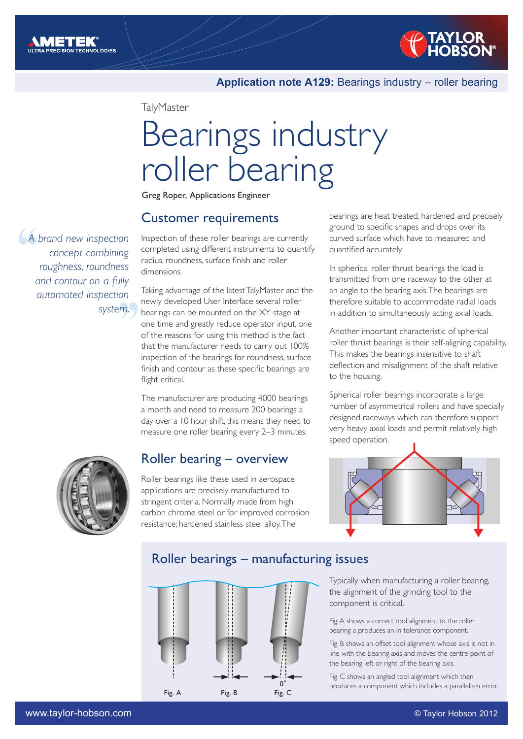**Application note A129:** Bearings industry – roller bearing

TalyMaster

# Bearings industry roller bearing

Greg Roper, Applications Engineer

*"A brand new inspection concept combining roughness, roundness and contour on a fully automated inspection system."*

## Customer requirements

Inspection of these roller bearings are currently completed using different instruments to quantify radius, roundness, surface finish and roller dimensions.

Taking advantage of the latest TalyMaster and the newly developed User Interface several roller bearings can be mounted on the XY stage at one time and greatly reduce operator input, one of the reasons for using this method is the fact that the manufacturer needs to carry out 100% inspection of the bearings for roundness, surface finish and contour as these specific bearings are flight critical.

The manufacturer are producing 4000 bearings a month and need to measure 200 bearings a day over a 10 hour shift, this means they need to measure one roller bearing every 2–3 minutes.

## Roller bearing – overview

Roller bearings like these used in aerospace applications are precisely manufactured to stringent criteria. Normally made from high carbon chrome steel or for improved corrosion resistance; hardened stainless steel alloy. The bearings are heat treated, hardened and precisely ground to specific shapes and drops over its curved surface which have to measured and quantified accurately.

In spherical roller thrust bearings the load is transmitted from one raceway to the other at an angle to the bearing axis. The bearings are therefore suitable to accommodate radial loads in addition to simultaneously acting axial loads.

Another important characteristic of spherical roller thrust bearings is their self-aligning capability. This makes the bearings insensitive to shaft deflection and misalignment of the shaft relative to the housing.

Spherical roller bearings incorporate a large number of asymmetrical rollers and have specially designed raceways which can therefore support very heavy axial loads and permit relatively high speed operation.

## Roller bearings – manufacturing issues

Fig. A    Fig. B    Fig. C

Typically when manufacturing a roller bearing, the alignment of the grinding tool to the component is critical.

Fig. A shows a correct tool alignment to the roller bearing a produces an in tolerance component.

Fig. B shows an offset tool alignment whose axis is not in line with the bearing axis and moves the centre point of the bearing left or right of the bearing axis.

Fig. C shows an angled tool alignment which then produces a component which includes a parallelism error.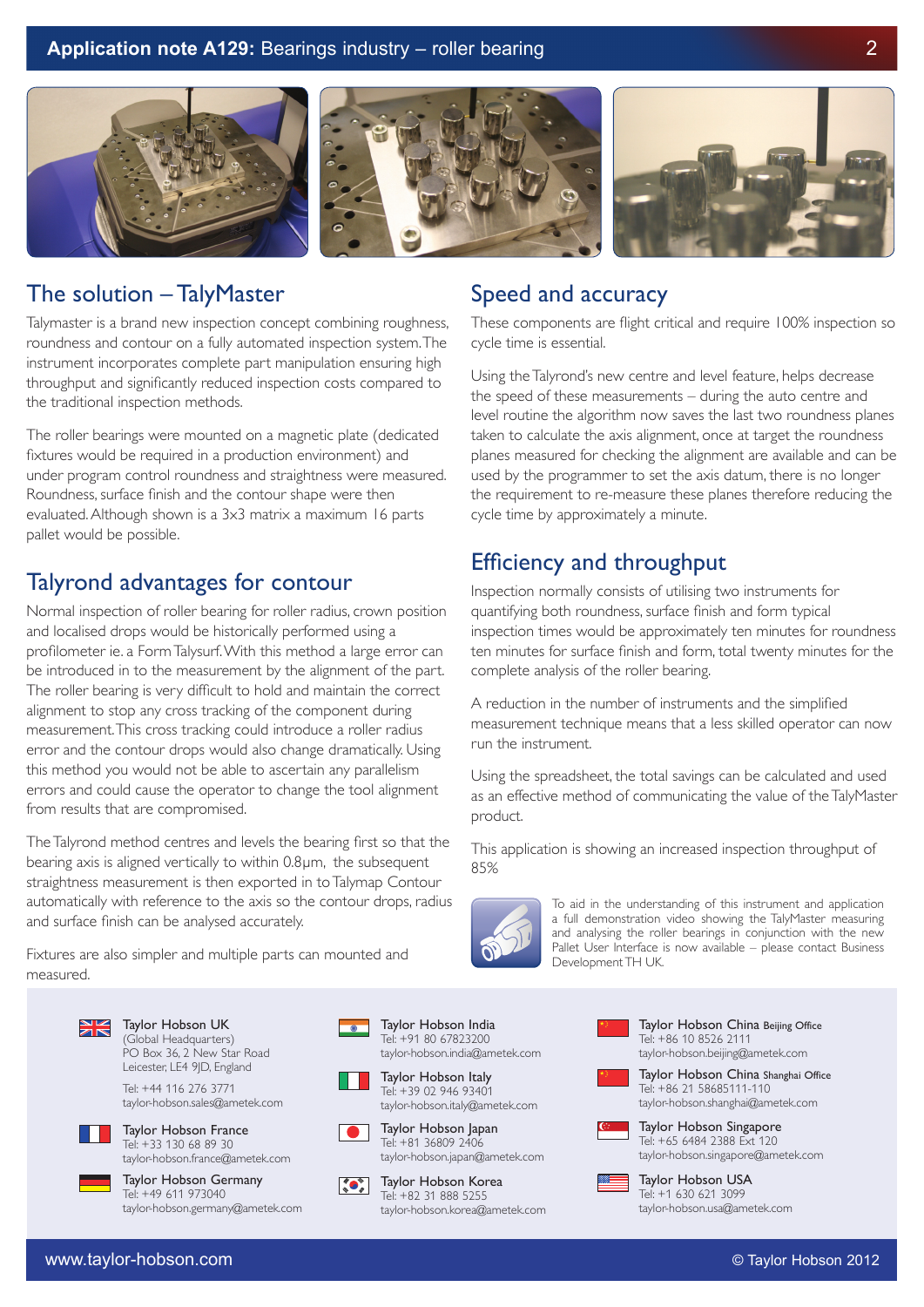## The solution – TalyMaster

Talymaster is a brand new inspection concept combining roughness, roundness and contour on a fully automated inspection system. The instrument incorporates complete part manipulation ensuring high throughput and significantly reduced inspection costs compared to the traditional inspection methods.

The roller bearings were mounted on a magnetic plate (dedicated fixtures would be required in a production environment) and under program control roundness and straightness were measured. Roundness, surface finish and the contour shape were then evaluated. Although shown is a 3x3 matrix a maximum 16 parts pallet would be possible.

## Talyrond advantages for contour

Normal inspection of roller bearing for roller radius, crown position and localised drops would be historically performed using a profilometer ie. a Form Talysurf. With this method a large error can be introduced in to the measurement by the alignment of the part. The roller bearing is very difficult to hold and maintain the correct alignment to stop any cross tracking of the component during measurement. This cross tracking could introduce a roller radius error and the contour drops would also change dramatically. Using this method you would not be able to ascertain any parallelism errors and could cause the operator to change the tool alignment from results that are compromised.

The Talyrond method centres and levels the bearing first so that the bearing axis is aligned vertically to within 0.8µm, the subsequent straightness measurement is then exported in to Talymap Contour automatically with reference to the axis so the contour drops, radius and surface finish can be analysed accurately.

Fixtures are also simpler and multiple parts can mounted and measured.

## Speed and accuracy

These components are flight critical and require 100% inspection so cycle time is essential.

Using the Talyrond's new centre and level feature, helps decrease the speed of these measurements – during the auto centre and level routine the algorithm now saves the last two roundness planes taken to calculate the axis alignment, once at target the roundness planes measured for checking the alignment are available and can be used by the programmer to set the axis datum, there is no longer the requirement to re-measure these planes therefore reducing the cycle time by approximately a minute.

## Efficiency and throughput

Inspection normally consists of utilising two instruments for quantifying both roundness, surface finish and form typical inspection times would be approximately ten minutes for roundness ten minutes for surface finish and form, total twenty minutes for the complete analysis of the roller bearing.

A reduction in the number of instruments and the simplified measurement technique means that a less skilled operator can now run the instrument.

Using the spreadsheet, the total savings can be calculated and used as an effective method of communicating the value of the TalyMaster product.

This application is showing an increased inspection throughput of 85%

To aid in the understanding of this instrument and application a full demonstration video showing the TalyMaster measuring and analysing the roller bearings in conjunction with the new Pallet User Interface is now available – please contact Business Development TH UK.

**Taylor Hobson UK**
(Global Headquarters)
PO Box 36, 2 New Star Road
Leicester, LE4 9JD, England

Tel: +44 116 276 3771
taylor-hobson.sales@ametek.com

**Taylor Hobson France**
Tel: +33 130 68 89 30
taylor-hobson.france@ametek.com

**Taylor Hobson Germany**
Tel: +49 611 973040
taylor-hobson.germany@ametek.com

**Taylor Hobson India**
Tel: +91 80 67823200
taylor-hobson.india@ametek.com

**Taylor Hobson Italy**
Tel: +39 02 946 93401
taylor-hobson.italy@ametek.com

**Taylor Hobson Japan**
Tel: +81 36809 2406
taylor-hobson.japan@ametek.com

**Taylor Hobson Korea**
Tel: +82 31 888 5255
taylor-hobson.korea@ametek.com

**Taylor Hobson China** Beijing Office
Tel: +86 10 8526 2111
taylor-hobson.beijing@ametek.com

**Taylor Hobson China** Shanghai Office
Tel: +86 21 58685111-110
taylor-hobson.shanghai@ametek.com

**Taylor Hobson Singapore**
Tel: +65 6484 2388 Ext 120
taylor-hobson.singapore@ametek.com

**Taylor Hobson USA**
Tel: +1 630 621 3099
taylor-hobson.usa@ametek.com

www.taylor-hobson.com

© Taylor Hobson 2012